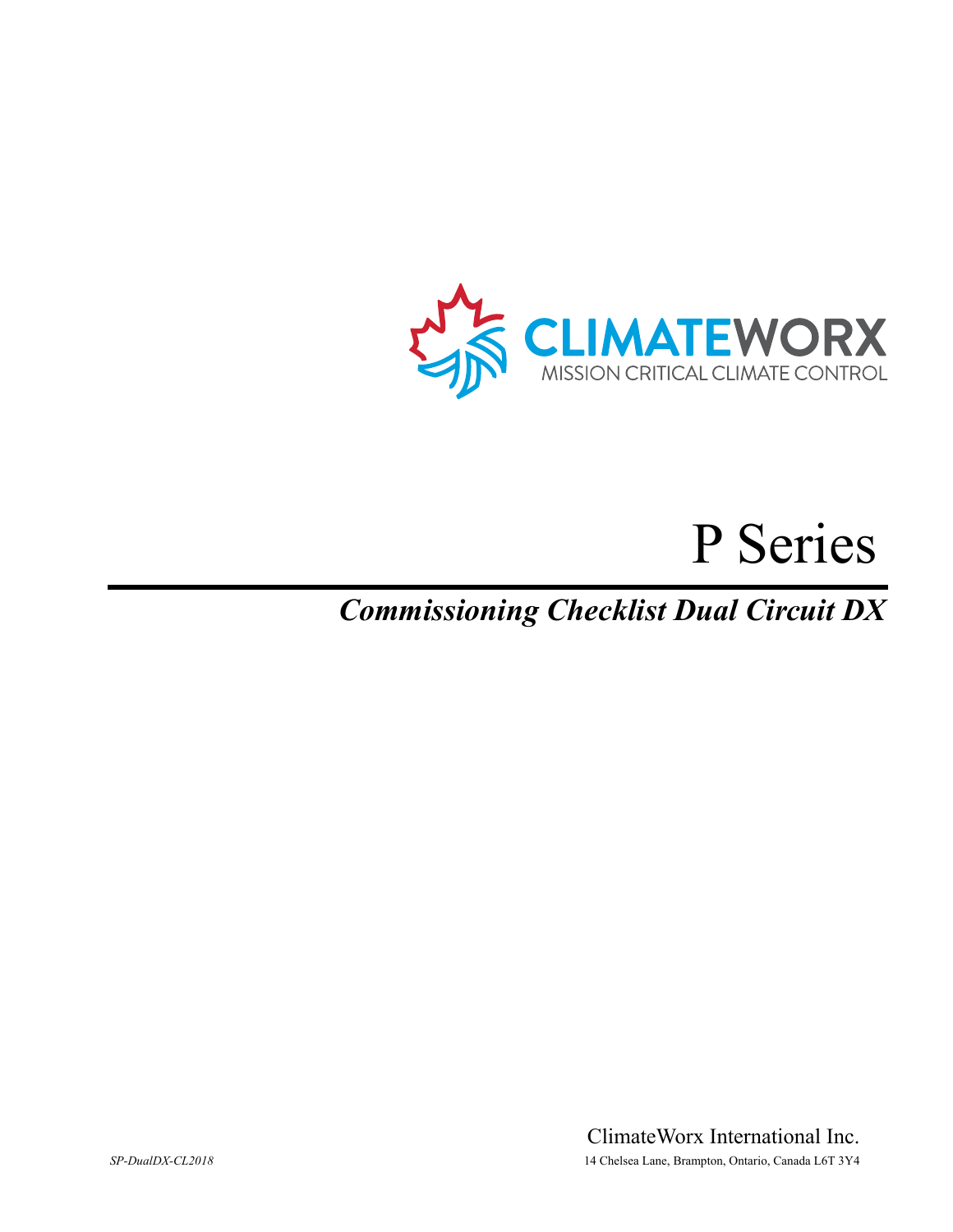CLIMATEWORX

MISSION CRITICAL CLIMATE CONTROL

# P Series

## *Commissioning Checklist Dual Circuit DX*

ClimateWorx International Inc.

*SP-DualDX-CL2018*

14 Chelsea Lane, Brampton, Ontario, Canada L6T 3Y4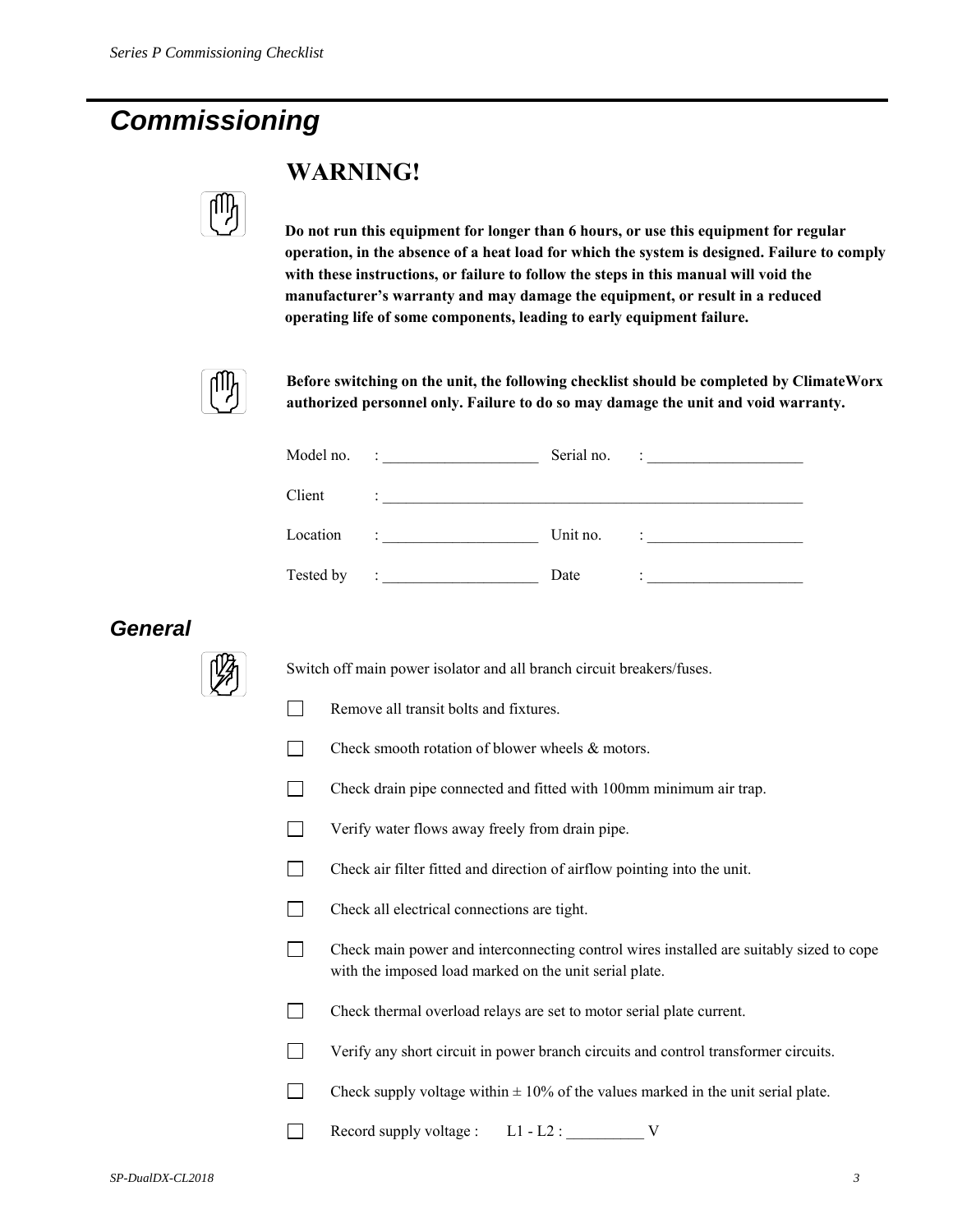# Commissioning

## WARNING!

**Do not run this equipment for longer than 6 hours, or use this equipment for regular operation, in the absence of a heat load for which the system is designed. Failure to comply with these instructions, or failure to follow the steps in this manual will void the manufacturer's warranty and may damage the equipment, or result in a reduced operating life of some components, leading to early equipment failure.**

**Before switching on the unit, the following checklist should be completed by ClimateWorx authorized personnel only. Failure to do so may damage the unit and void warranty.**

Model no. : ____________________ Serial no. : ____________________

Client : ________________________________________________________

Location : ____________________ Unit no. : ____________________

Tested by : ____________________ Date : ____________________

### General

Switch off main power isolator and all branch circuit breakers/fuses.

- ☐ Remove all transit bolts and fixtures.
- ☐ Check smooth rotation of blower wheels & motors.
- ☐ Check drain pipe connected and fitted with 100mm minimum air trap.
- ☐ Verify water flows away freely from drain pipe.
- ☐ Check air filter fitted and direction of airflow pointing into the unit.
- ☐ Check all electrical connections are tight.
- ☐ Check main power and interconnecting control wires installed are suitably sized to cope with the imposed load marked on the unit serial plate.
- ☐ Check thermal overload relays are set to motor serial plate current.
- ☐ Verify any short circuit in power branch circuits and control transformer circuits.
- ☐ Check supply voltage within ± 10% of the values marked in the unit serial plate.
- ☐ Record supply voltage : L1 - L2 : __________ V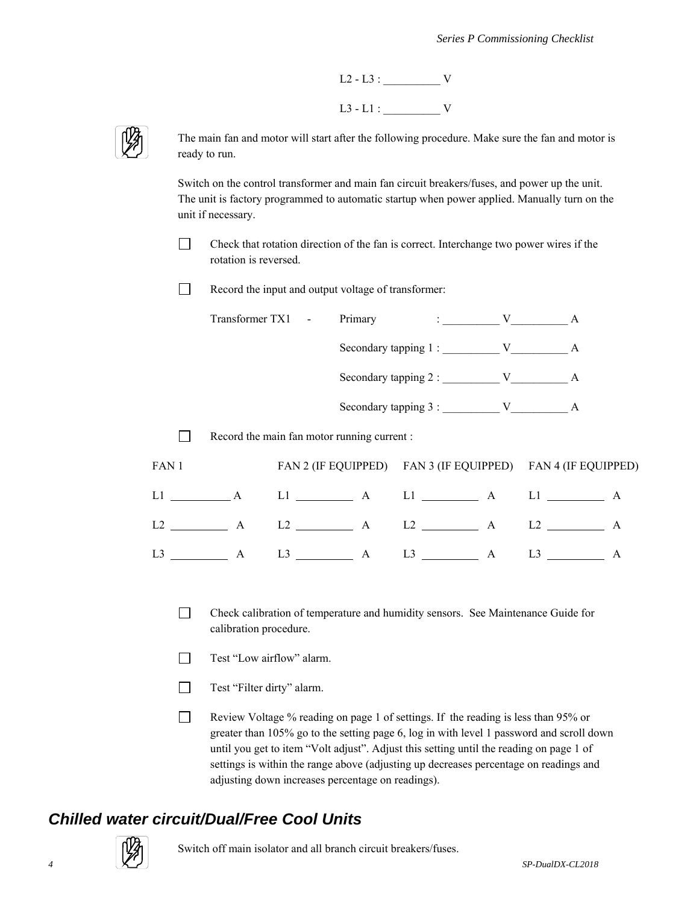L2 - L3 : __________ V

L3 - L1 : __________ V

The main fan and motor will start after the following procedure. Make sure the fan and motor is ready to run.

Switch on the control transformer and main fan circuit breakers/fuses, and power up the unit. The unit is factory programmed to automatic startup when power applied. Manually turn on the unit if necessary.

- ☐ Check that rotation direction of the fan is correct. Interchange two power wires if the rotation is reversed.

- ☐ Record the input and output voltage of transformer:

| Transformer TX1 - | | | |
|---|---|---|---|
| Primary | : __________ V | __________ A |
| Secondary tapping 1 | : __________ V | __________ A |
| Secondary tapping 2 | : __________ V | __________ A |
| Secondary tapping 3 | : __________ V | __________ A |

- ☐ Record the main fan motor running current :

| FAN 1 | FAN 2 (IF EQUIPPED) | FAN 3 (IF EQUIPPED) | FAN 4 (IF EQUIPPED) |
|---|---|---|---|
| L1 __________ A | L1 __________ A | L1 __________ A | L1 __________ A |
| L2 __________ A | L2 __________ A | L2 __________ A | L2 __________ A |
| L3 __________ A | L3 __________ A | L3 __________ A | L3 __________ A |

- ☐ Check calibration of temperature and humidity sensors. See Maintenance Guide for calibration procedure.

- ☐ Test "Low airflow" alarm.

- ☐ Test "Filter dirty" alarm.

- ☐ Review Voltage % reading on page 1 of settings. If the reading is less than 95% or greater than 105% go to the setting page 6, log in with level 1 password and scroll down until you get to item "Volt adjust". Adjust this setting until the reading on page 1 of settings is within the range above (adjusting up decreases percentage on readings and adjusting down increases percentage on readings).

## *Chilled water circuit/Dual/Free Cool Units*

Switch off main isolator and all branch circuit breakers/fuses.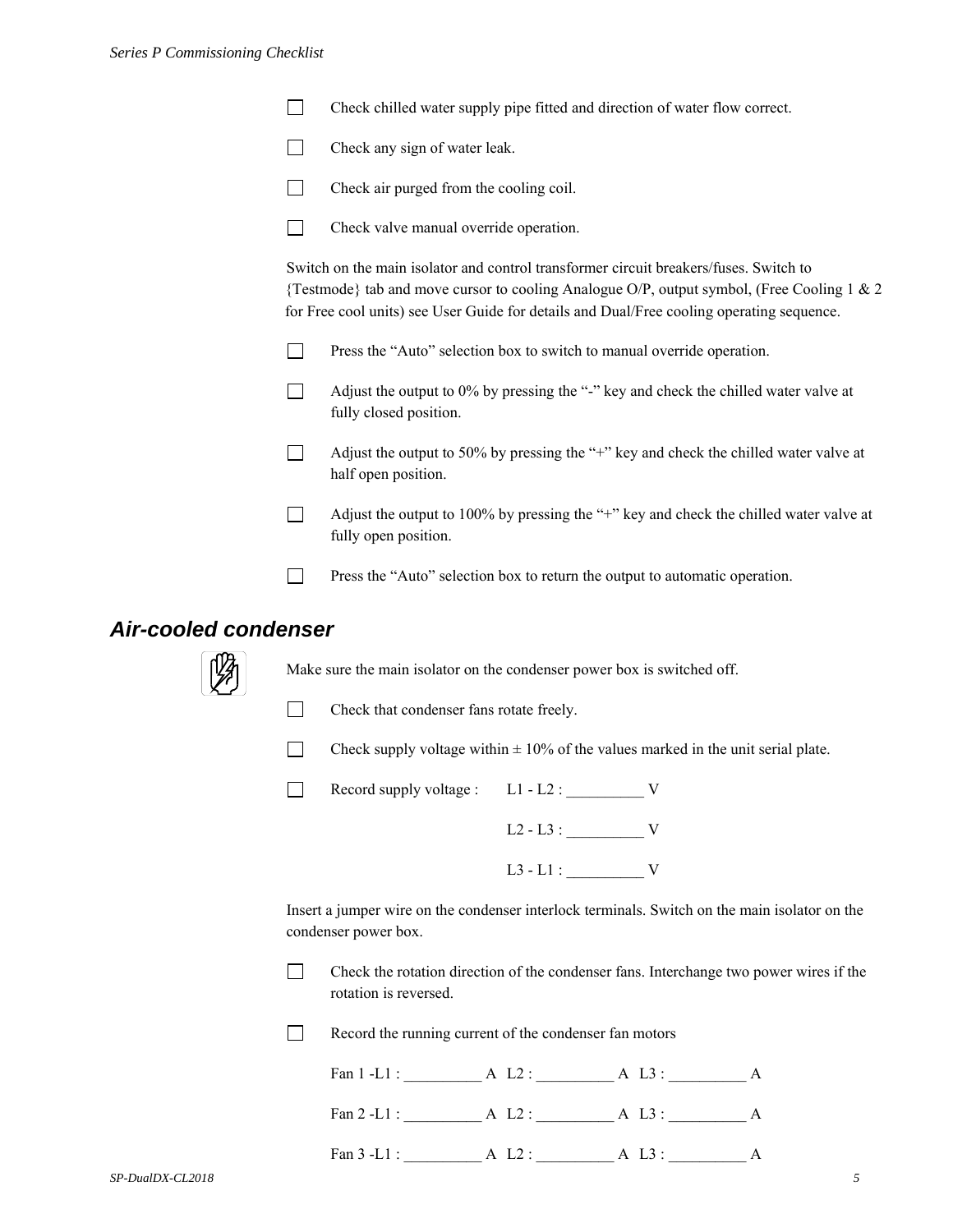- [ ] Check chilled water supply pipe fitted and direction of water flow correct.
- [ ] Check any sign of water leak.
- [ ] Check air purged from the cooling coil.
- [ ] Check valve manual override operation.

Switch on the main isolator and control transformer circuit breakers/fuses. Switch to {Testmode} tab and move cursor to cooling Analogue O/P, output symbol, (Free Cooling 1 & 2 for Free cool units) see User Guide for details and Dual/Free cooling operating sequence.

- [ ] Press the "Auto" selection box to switch to manual override operation.
- [ ] Adjust the output to 0% by pressing the "-" key and check the chilled water valve at fully closed position.
- [ ] Adjust the output to 50% by pressing the "+" key and check the chilled water valve at half open position.
- [ ] Adjust the output to 100% by pressing the "+" key and check the chilled water valve at fully open position.
- [ ] Press the "Auto" selection box to return the output to automatic operation.

## Air-cooled condenser

Make sure the main isolator on the condenser power box is switched off.

- [ ] Check that condenser fans rotate freely.
- [ ] Check supply voltage within ± 10% of the values marked in the unit serial plate.
- [ ] Record supply voltage : L1 - L2 : __________ V

  L2 - L3 : __________ V

  L3 - L1 : __________ V

Insert a jumper wire on the condenser interlock terminals. Switch on the main isolator on the condenser power box.

- [ ] Check the rotation direction of the condenser fans. Interchange two power wires if the rotation is reversed.
- [ ] Record the running current of the condenser fan motors

  Fan 1 -L1 : __________ A L2 : __________ A L3 : __________ A

  Fan 2 -L1 : __________ A L2 : __________ A L3 : __________ A

  Fan 3 -L1 : __________ A L2 : __________ A L3 : __________ A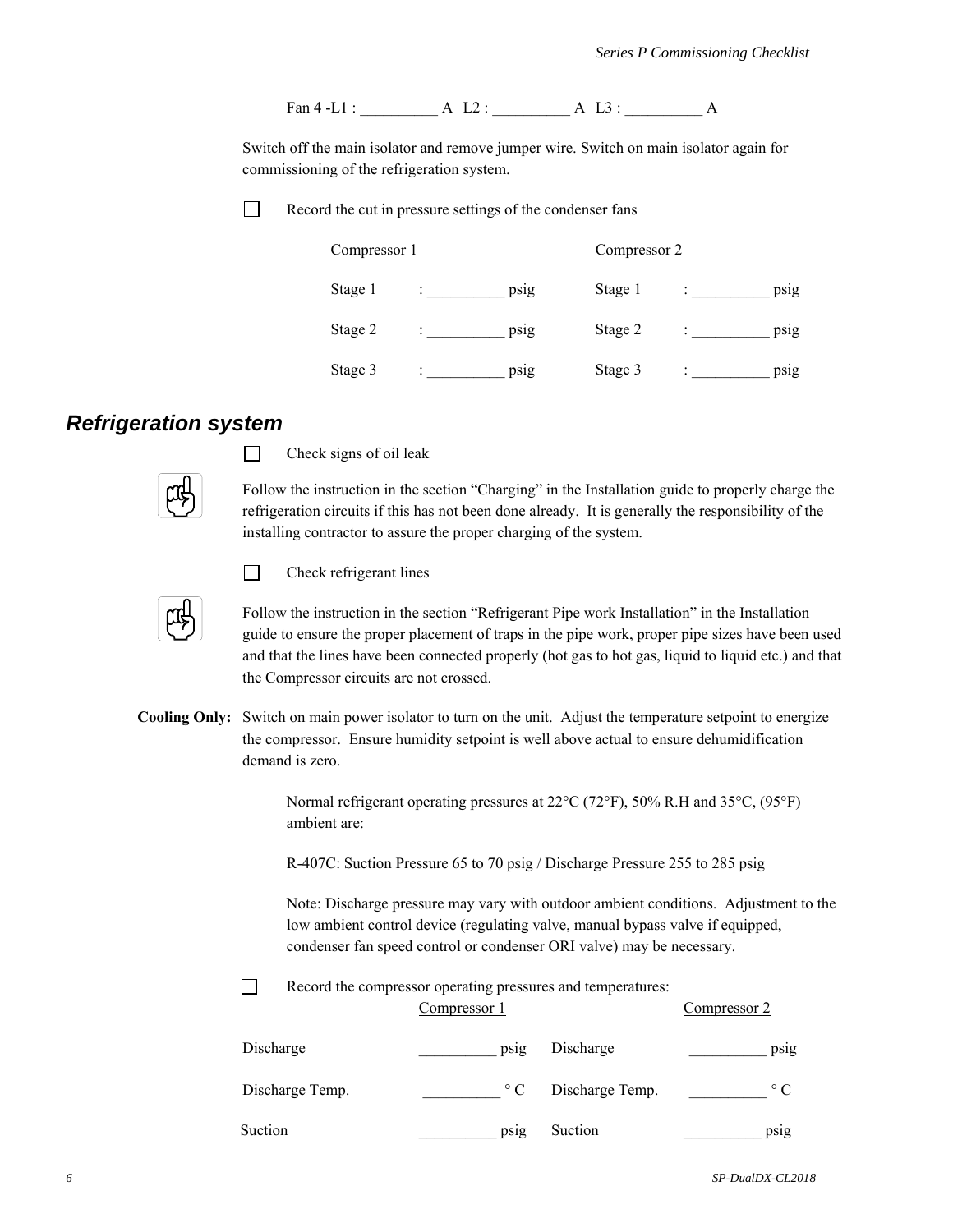Fan 4 -L1 : __________ A  L2 : __________ A  L3 : __________ A

Switch off the main isolator and remove jumper wire. Switch on main isolator again for commissioning of the refrigeration system.

☐ Record the cut in pressure settings of the condenser fans

| Compressor 1 | | Compressor 2 | |
|---|---|---|---|
| Stage 1 | : __________ psig | Stage 1 | : __________ psig |
| Stage 2 | : __________ psig | Stage 2 | : __________ psig |
| Stage 3 | : __________ psig | Stage 3 | : __________ psig |

## *Refrigeration system*

☐ Check signs of oil leak

Follow the instruction in the section "Charging" in the Installation guide to properly charge the refrigeration circuits if this has not been done already. It is generally the responsibility of the installing contractor to assure the proper charging of the system.

☐ Check refrigerant lines

Follow the instruction in the section "Refrigerant Pipe work Installation" in the Installation guide to ensure the proper placement of traps in the pipe work, proper pipe sizes have been used and that the lines have been connected properly (hot gas to hot gas, liquid to liquid etc.) and that the Compressor circuits are not crossed.

**Cooling Only:** Switch on main power isolator to turn on the unit. Adjust the temperature setpoint to energize the compressor. Ensure humidity setpoint is well above actual to ensure dehumidification demand is zero.

Normal refrigerant operating pressures at 22°C (72°F), 50% R.H and 35°C, (95°F) ambient are:

R-407C: Suction Pressure 65 to 70 psig / Discharge Pressure 255 to 285 psig

Note: Discharge pressure may vary with outdoor ambient conditions. Adjustment to the low ambient control device (regulating valve, manual bypass valve if equipped, condenser fan speed control or condenser ORI valve) may be necessary.

☐ Record the compressor operating pressures and temperatures:

| | Compressor 1 | | Compressor 2 |
|---|---|---|---|
| Discharge | __________ psig | Discharge | __________ psig |
| Discharge Temp. | __________ ° C | Discharge Temp. | __________ ° C |
| Suction | __________ psig | Suction | __________ psig |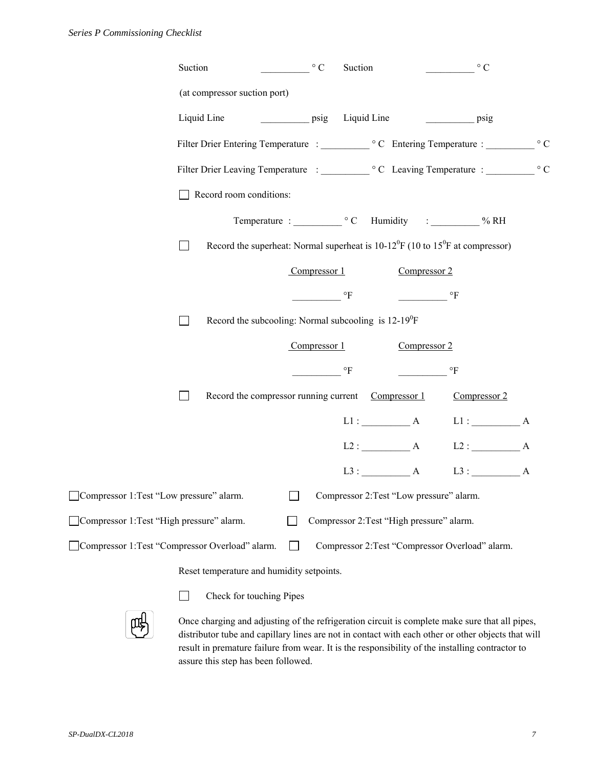Suction __________ ° C    Suction __________ ° C

(at compressor suction port)

Liquid Line __________ psig    Liquid Line __________ psig

Filter Drier Entering Temperature : __________ ° C    Entering Temperature : __________ ° C

Filter Drier Leaving Temperature : __________ ° C    Leaving Temperature : __________ ° C

☐ Record room conditions:

Temperature : __________ ° C    Humidity : __________ % RH

☐ Record the superheat: Normal superheat is 10-12$^0$F (10 to 15$^0$F at compressor)

| Compressor 1 | Compressor 2 |
|---|---|
| __________ °F | __________ °F |

☐ Record the subcooling: Normal subcooling is 12-19$^0$F

| Compressor 1 | Compressor 2 |
|---|---|
| __________ °F | __________ °F |

☐ Record the compressor running current

| Compressor 1 | Compressor 2 |
|---|---|
| L1 : __________ A | L1 : __________ A |
| L2 : __________ A | L2 : __________ A |
| L3 : __________ A | L3 : __________ A |

☐ Compressor 1:Test "Low pressure" alarm.    ☐ Compressor 2:Test "Low pressure" alarm.

☐ Compressor 1:Test "High pressure" alarm.    ☐ Compressor 2:Test "High pressure" alarm.

☐ Compressor 1:Test "Compressor Overload" alarm.    ☐ Compressor 2:Test "Compressor Overload" alarm.

Reset temperature and humidity setpoints.

☐ Check for touching Pipes

Once charging and adjusting of the refrigeration circuit is complete make sure that all pipes, distributor tube and capillary lines are not in contact with each other or other objects that will result in premature failure from wear. It is the responsibility of the installing contractor to assure this step has been followed.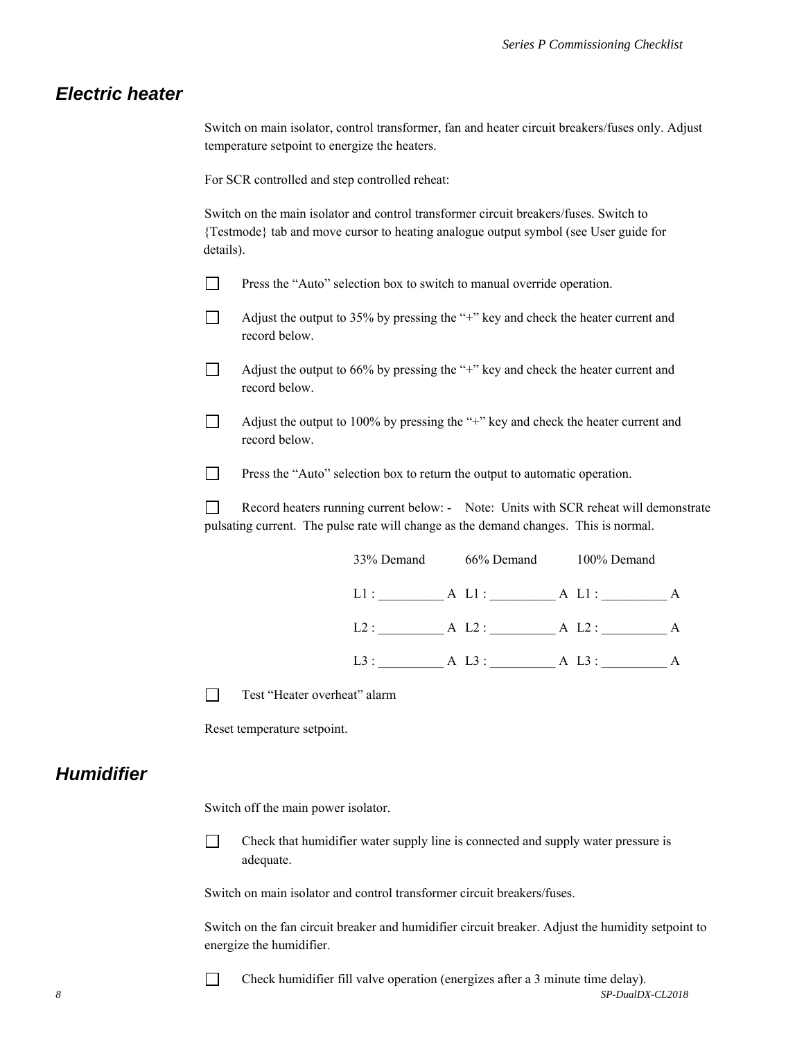## Electric heater

Switch on main isolator, control transformer, fan and heater circuit breakers/fuses only. Adjust temperature setpoint to energize the heaters.

For SCR controlled and step controlled reheat:

Switch on the main isolator and control transformer circuit breakers/fuses. Switch to {Testmode} tab and move cursor to heating analogue output symbol (see User guide for details).

- ☐ Press the "Auto" selection box to switch to manual override operation.
- ☐ Adjust the output to 35% by pressing the "+" key and check the heater current and record below.
- ☐ Adjust the output to 66% by pressing the "+" key and check the heater current and record below.
- ☐ Adjust the output to 100% by pressing the "+" key and check the heater current and record below.
- ☐ Press the "Auto" selection box to return the output to automatic operation.
- ☐ Record heaters running current below: - Note: Units with SCR reheat will demonstrate pulsating current. The pulse rate will change as the demand changes. This is normal.

| 33% Demand | 66% Demand | 100% Demand |
|---|---|---|
| L1 : __________ A | L1 : __________ A | L1 : __________ A |
| L2 : __________ A | L2 : __________ A | L2 : __________ A |
| L3 : __________ A | L3 : __________ A | L3 : __________ A |

- ☐ Test "Heater overheat" alarm

Reset temperature setpoint.

## Humidifier

Switch off the main power isolator.

- ☐ Check that humidifier water supply line is connected and supply water pressure is adequate.

Switch on main isolator and control transformer circuit breakers/fuses.

Switch on the fan circuit breaker and humidifier circuit breaker. Adjust the humidity setpoint to energize the humidifier.

- ☐ Check humidifier fill valve operation (energizes after a 3 minute time delay).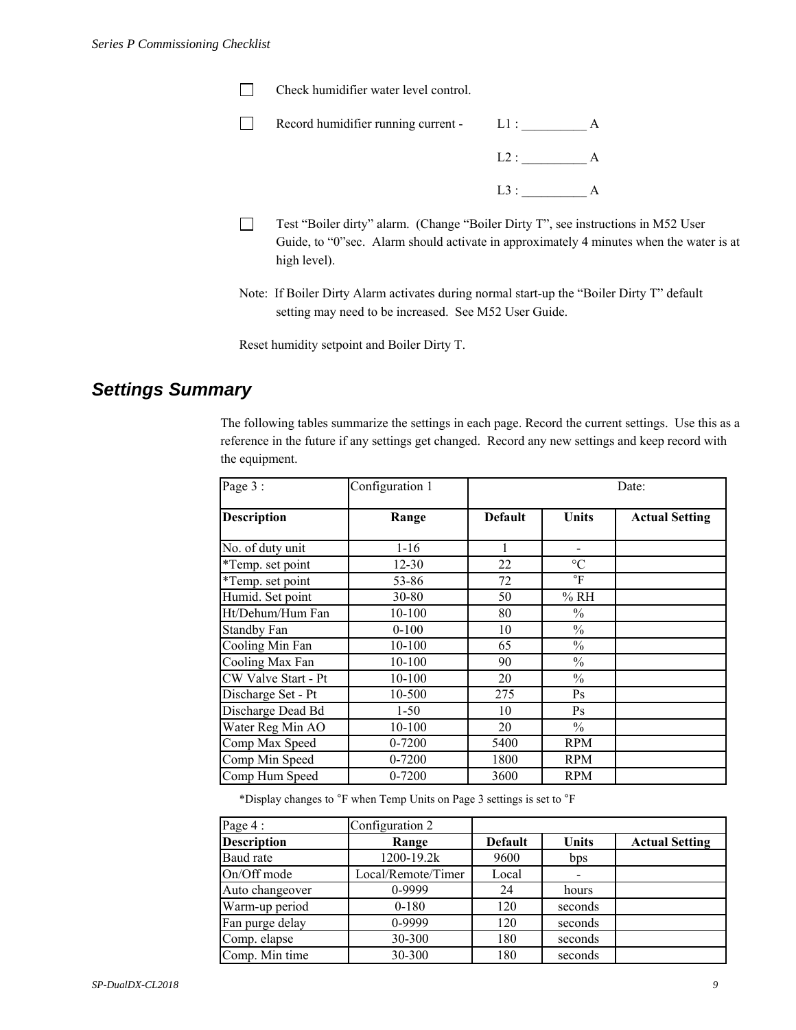- [ ] Check humidifier water level control.

- [ ] Record humidifier running current - L1 : __________ A

  L2 : __________ A

  L3 : __________ A

- [ ] Test “Boiler dirty” alarm. (Change “Boiler Dirty T”, see instructions in M52 User Guide, to “0”sec. Alarm should activate in approximately 4 minutes when the water is at high level).

Note: If Boiler Dirty Alarm activates during normal start-up the “Boiler Dirty T” default setting may need to be increased. See M52 User Guide.

Reset humidity setpoint and Boiler Dirty T.

## *Settings Summary*

The following tables summarize the settings in each page. Record the current settings. Use this as a reference in the future if any settings get changed. Record any new settings and keep record with the equipment.

| Page 3 : | Configuration 1 | Date: | | |
|---|---|---|---|---|
| **Description** | **Range** | **Default** | **Units** | **Actual Setting** |
| No. of duty unit | 1-16 | 1 | - | |
| *Temp. set point | 12-30 | 22 | °C | |
| *Temp. set point | 53-86 | 72 | °F | |
| Humid. Set point | 30-80 | 50 | % RH | |
| Ht/Dehum/Hum Fan | 10-100 | 80 | % | |
| Standby Fan | 0-100 | 10 | % | |
| Cooling Min Fan | 10-100 | 65 | % | |
| Cooling Max Fan | 10-100 | 90 | % | |
| CW Valve Start - Pt | 10-100 | 20 | % | |
| Discharge Set - Pt | 10-500 | 275 | Ps | |
| Discharge Dead Bd | 1-50 | 10 | Ps | |
| Water Reg Min AO | 10-100 | 20 | % | |
| Comp Max Speed | 0-7200 | 5400 | RPM | |
| Comp Min Speed | 0-7200 | 1800 | RPM | |
| Comp Hum Speed | 0-7200 | 3600 | RPM | |

*Display changes to °F when Temp Units on Page 3 settings is set to °F

| Page 4 : | Configuration 2 | | | |
|---|---|---|---|---|
| **Description** | **Range** | **Default** | **Units** | **Actual Setting** |
| Baud rate | 1200-19.2k | 9600 | bps | |
| On/Off mode | Local/Remote/Timer | Local | - | |
| Auto changeover | 0-9999 | 24 | hours | |
| Warm-up period | 0-180 | 120 | seconds | |
| Fan purge delay | 0-9999 | 120 | seconds | |
| Comp. elapse | 30-300 | 180 | seconds | |
| Comp. Min time | 30-300 | 180 | seconds | |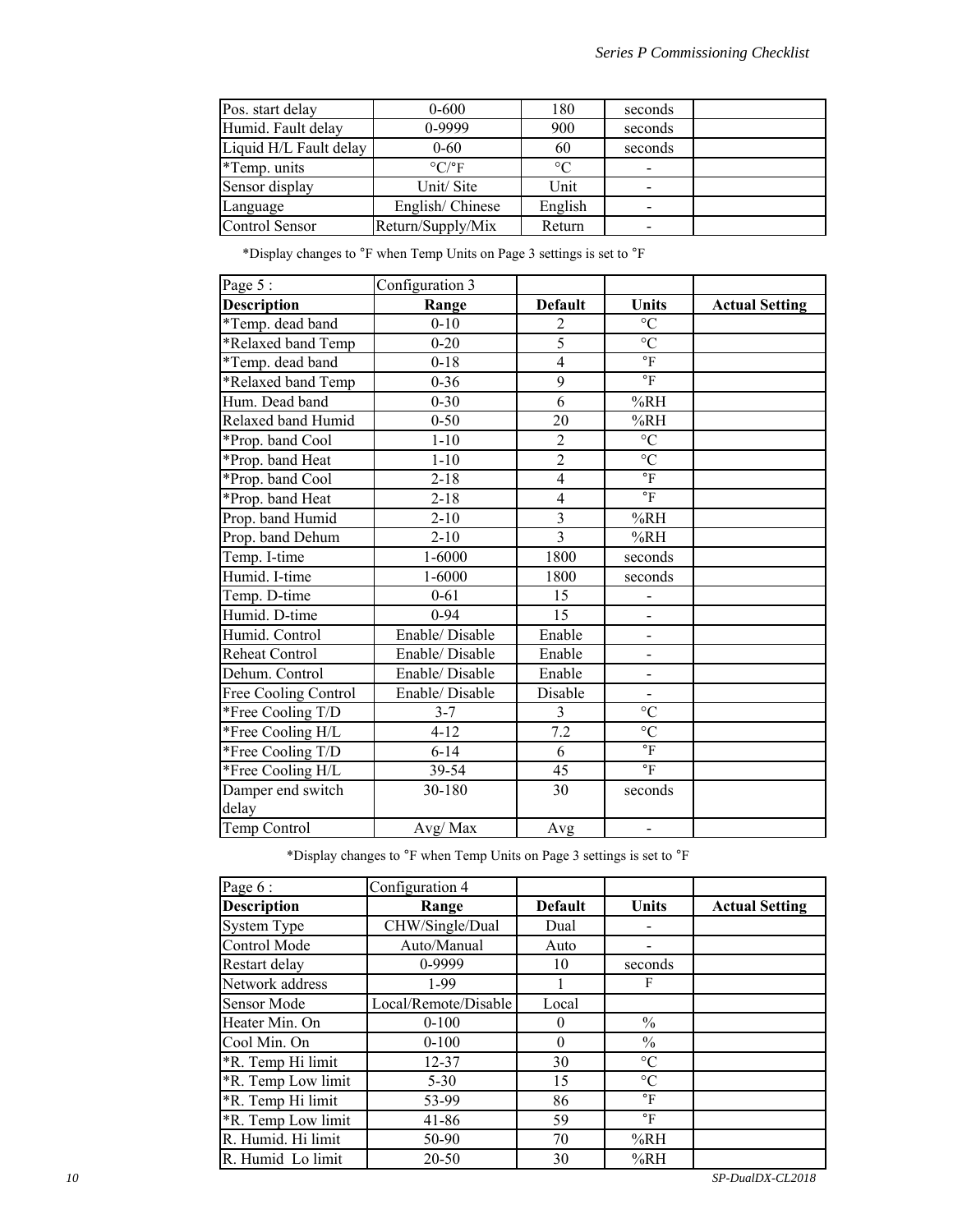| | | | | |
|---|---|---|---|---|
| Pos. start delay | 0-600 | 180 | seconds | |
| Humid. Fault delay | 0-9999 | 900 | seconds | |
| Liquid H/L Fault delay | 0-60 | 60 | seconds | |
| *Temp. units | °C/°F | °C | - | |
| Sensor display | Unit/ Site | Unit | - | |
| Language | English/ Chinese | English | - | |
| Control Sensor | Return/Supply/Mix | Return | - | |

*Display changes to °F when Temp Units on Page 3 settings is set to °F

| Page 5 : | Configuration 3 | | | |
|---|---|---|---|---|
| **Description** | **Range** | **Default** | **Units** | **Actual Setting** |
| *Temp. dead band | 0-10 | 2 | °C | |
| *Relaxed band Temp | 0-20 | 5 | °C | |
| *Temp. dead band | 0-18 | 4 | °F | |
| *Relaxed band Temp | 0-36 | 9 | °F | |
| Hum. Dead band | 0-30 | 6 | %RH | |
| Relaxed band Humid | 0-50 | 20 | %RH | |
| *Prop. band Cool | 1-10 | 2 | °C | |
| *Prop. band Heat | 1-10 | 2 | °C | |
| *Prop. band Cool | 2-18 | 4 | °F | |
| *Prop. band Heat | 2-18 | 4 | °F | |
| Prop. band Humid | 2-10 | 3 | %RH | |
| Prop. band Dehum | 2-10 | 3 | %RH | |
| Temp. I-time | 1-6000 | 1800 | seconds | |
| Humid. I-time | 1-6000 | 1800 | seconds | |
| Temp. D-time | 0-61 | 15 | - | |
| Humid. D-time | 0-94 | 15 | - | |
| Humid. Control | Enable/ Disable | Enable | - | |
| Reheat Control | Enable/ Disable | Enable | - | |
| Dehum. Control | Enable/ Disable | Enable | - | |
| Free Cooling Control | Enable/ Disable | Disable | - | |
| *Free Cooling T/D | 3-7 | 3 | °C | |
| *Free Cooling H/L | 4-12 | 7.2 | °C | |
| *Free Cooling T/D | 6-14 | 6 | °F | |
| *Free Cooling H/L | 39-54 | 45 | °F | |
| Damper end switch delay | 30-180 | 30 | seconds | |
| Temp Control | Avg/ Max | Avg | - | |

*Display changes to °F when Temp Units on Page 3 settings is set to °F

| Page 6 : | Configuration 4 | | | |
|---|---|---|---|---|
| **Description** | **Range** | **Default** | **Units** | **Actual Setting** |
| System Type | CHW/Single/Dual | Dual | - | |
| Control Mode | Auto/Manual | Auto | - | |
| Restart delay | 0-9999 | 10 | seconds | |
| Network address | 1-99 | 1 | F | |
| Sensor Mode | Local/Remote/Disable | Local | | |
| Heater Min. On | 0-100 | 0 | % | |
| Cool Min. On | 0-100 | 0 | % | |
| *R. Temp Hi limit | 12-37 | 30 | °C | |
| *R. Temp Low limit | 5-30 | 15 | °C | |
| *R. Temp Hi limit | 53-99 | 86 | °F | |
| *R. Temp Low limit | 41-86 | 59 | °F | |
| R. Humid. Hi limit | 50-90 | 70 | %RH | |
| R. Humid Lo limit | 20-50 | 30 | %RH | |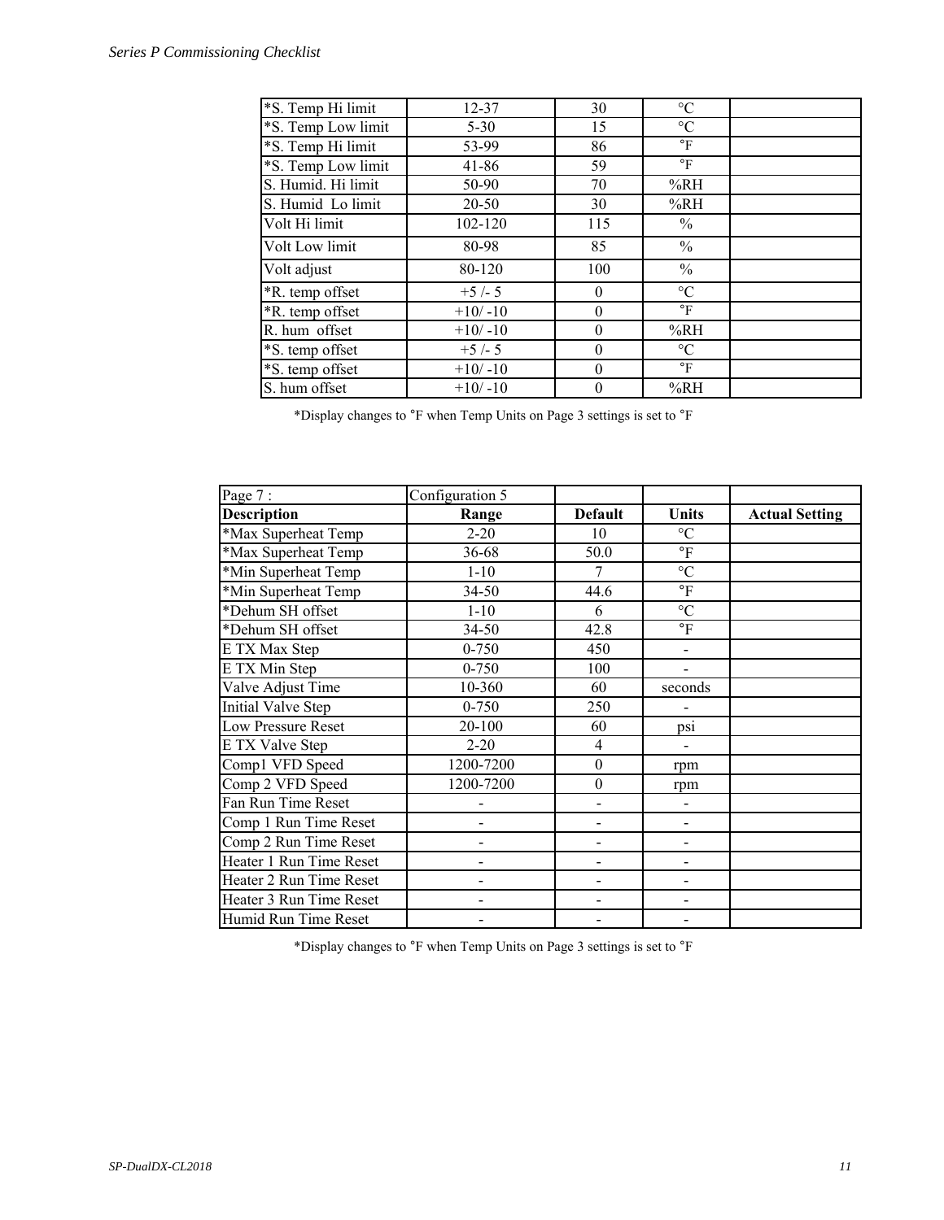| | | | | |
|---|---|---|---|---|
| *S. Temp Hi limit | 12-37 | 30 | °C | |
| *S. Temp Low limit | 5-30 | 15 | °C | |
| *S. Temp Hi limit | 53-99 | 86 | °F | |
| *S. Temp Low limit | 41-86 | 59 | °F | |
| S. Humid. Hi limit | 50-90 | 70 | %RH | |
| S. Humid Lo limit | 20-50 | 30 | %RH | |
| Volt Hi limit | 102-120 | 115 | % | |
| Volt Low limit | 80-98 | 85 | % | |
| Volt adjust | 80-120 | 100 | % | |
| *R. temp offset | +5 /- 5 | 0 | °C | |
| *R. temp offset | +10/ -10 | 0 | °F | |
| R. hum offset | +10/ -10 | 0 | %RH | |
| *S. temp offset | +5 /- 5 | 0 | °C | |
| *S. temp offset | +10/ -10 | 0 | °F | |
| S. hum offset | +10/ -10 | 0 | %RH | |

*Display changes to °F when Temp Units on Page 3 settings is set to °F

| Page 7 : | Configuration 5 | | | |
|---|---|---|---|---|
| **Description** | **Range** | **Default** | **Units** | **Actual Setting** |
| *Max Superheat Temp | 2-20 | 10 | °C | |
| *Max Superheat Temp | 36-68 | 50.0 | °F | |
| *Min Superheat Temp | 1-10 | 7 | °C | |
| *Min Superheat Temp | 34-50 | 44.6 | °F | |
| *Dehum SH offset | 1-10 | 6 | °C | |
| *Dehum SH offset | 34-50 | 42.8 | °F | |
| E TX Max Step | 0-750 | 450 | - | |
| E TX Min Step | 0-750 | 100 | - | |
| Valve Adjust Time | 10-360 | 60 | seconds | |
| Initial Valve Step | 0-750 | 250 | - | |
| Low Pressure Reset | 20-100 | 60 | psi | |
| E TX Valve Step | 2-20 | 4 | - | |
| Comp1 VFD Speed | 1200-7200 | 0 | rpm | |
| Comp 2 VFD Speed | 1200-7200 | 0 | rpm | |
| Fan Run Time Reset | - | - | - | |
| Comp 1 Run Time Reset | - | - | - | |
| Comp 2 Run Time Reset | - | - | - | |
| Heater 1 Run Time Reset | - | - | - | |
| Heater 2 Run Time Reset | - | - | - | |
| Heater 3 Run Time Reset | - | - | - | |
| Humid Run Time Reset | - | - | - | |

*Display changes to °F when Temp Units on Page 3 settings is set to °F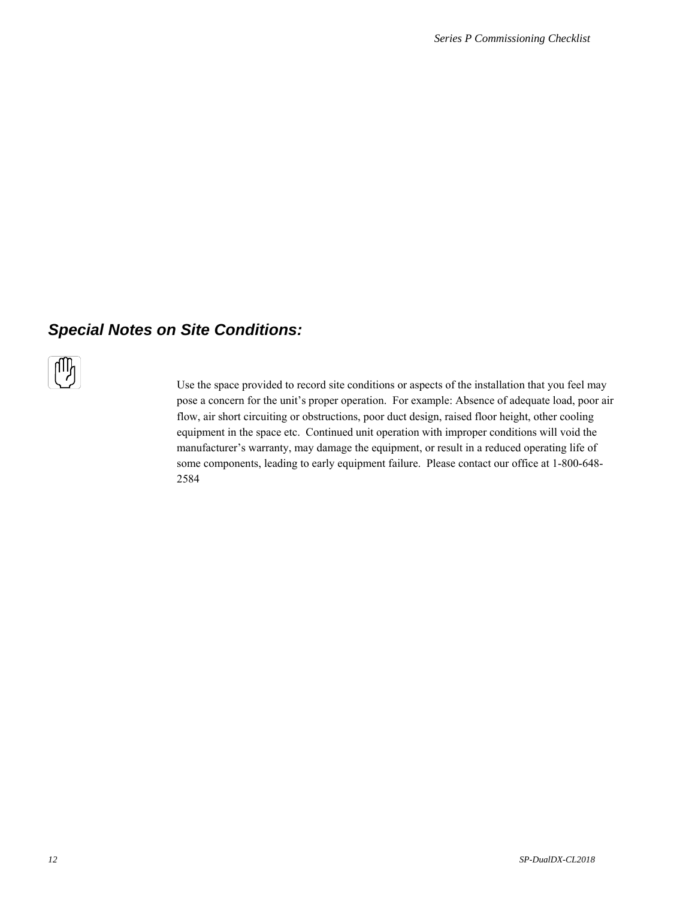## Special Notes on Site Conditions:

Use the space provided to record site conditions or aspects of the installation that you feel may pose a concern for the unit's proper operation. For example: Absence of adequate load, poor air flow, air short circuiting or obstructions, poor duct design, raised floor height, other cooling equipment in the space etc. Continued unit operation with improper conditions will void the manufacturer's warranty, may damage the equipment, or result in a reduced operating life of some components, leading to early equipment failure. Please contact our office at 1-800-648-2584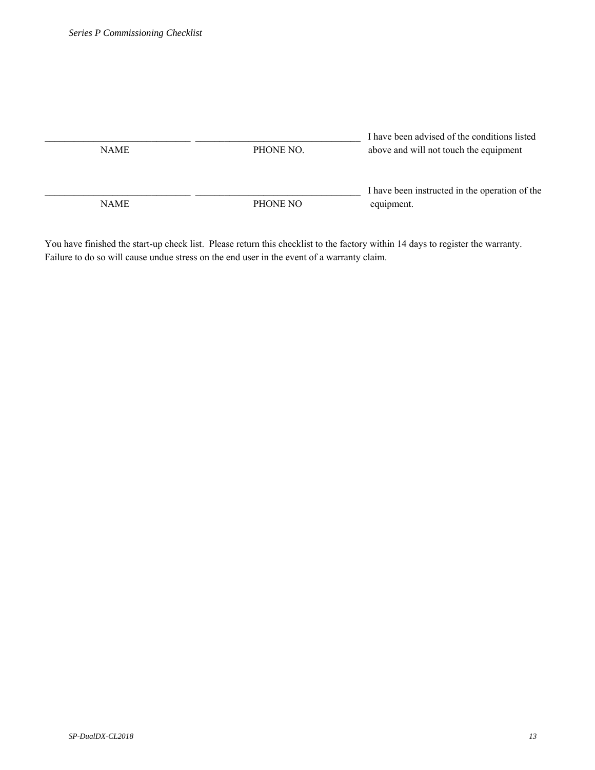| | | |
|---|---|---|
| ______________________________ | __________________________________ | I have been advised of the conditions listed |
| NAME | PHONE NO. | above and will not touch the equipment |
| ______________________________ | __________________________________ | I have been instructed in the operation of the |
| NAME | PHONE NO | equipment. |

You have finished the start-up check list. Please return this checklist to the factory within 14 days to register the warranty. Failure to do so will cause undue stress on the end user in the event of a warranty claim.